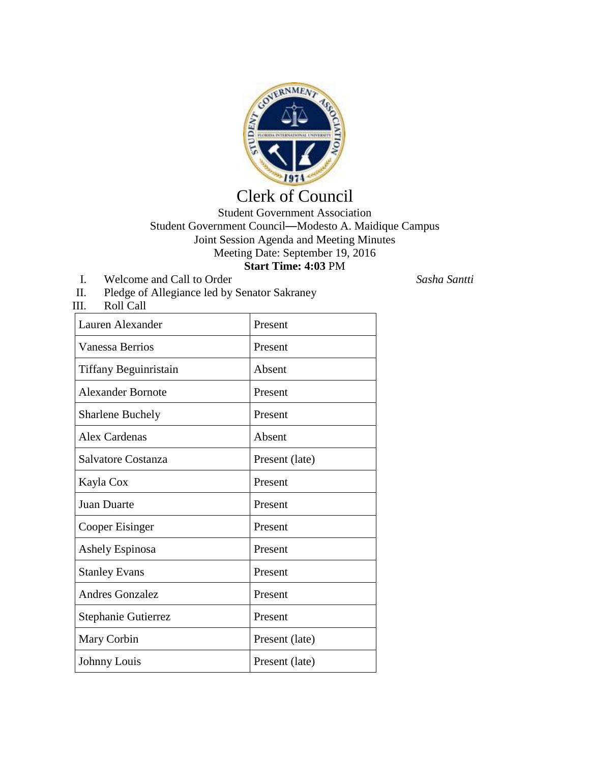# Clerk of Council

Student Government Association
Student Government Council—Modesto A. Maidique Campus
Joint Session Agenda and Meeting Minutes
Meeting Date: September 19, 2016
**Start Time: 4:03** PM

I. Welcome and Call to Order *Sasha Santti*

II. Pledge of Allegiance led by Senator Sakraney

III. Roll Call

| | |
|---|---|
| Lauren Alexander | Present |
| Vanessa Berrios | Present |
| Tiffany Beguinristain | Absent |
| Alexander Bornote | Present |
| Sharlene Buchely | Present |
| Alex Cardenas | Absent |
| Salvatore Costanza | Present (late) |
| Kayla Cox | Present |
| Juan Duarte | Present |
| Cooper Eisinger | Present |
| Ashely Espinosa | Present |
| Stanley Evans | Present |
| Andres Gonzalez | Present |
| Stephanie Gutierrez | Present |
| Mary Corbin | Present (late) |
| Johnny Louis | Present (late) |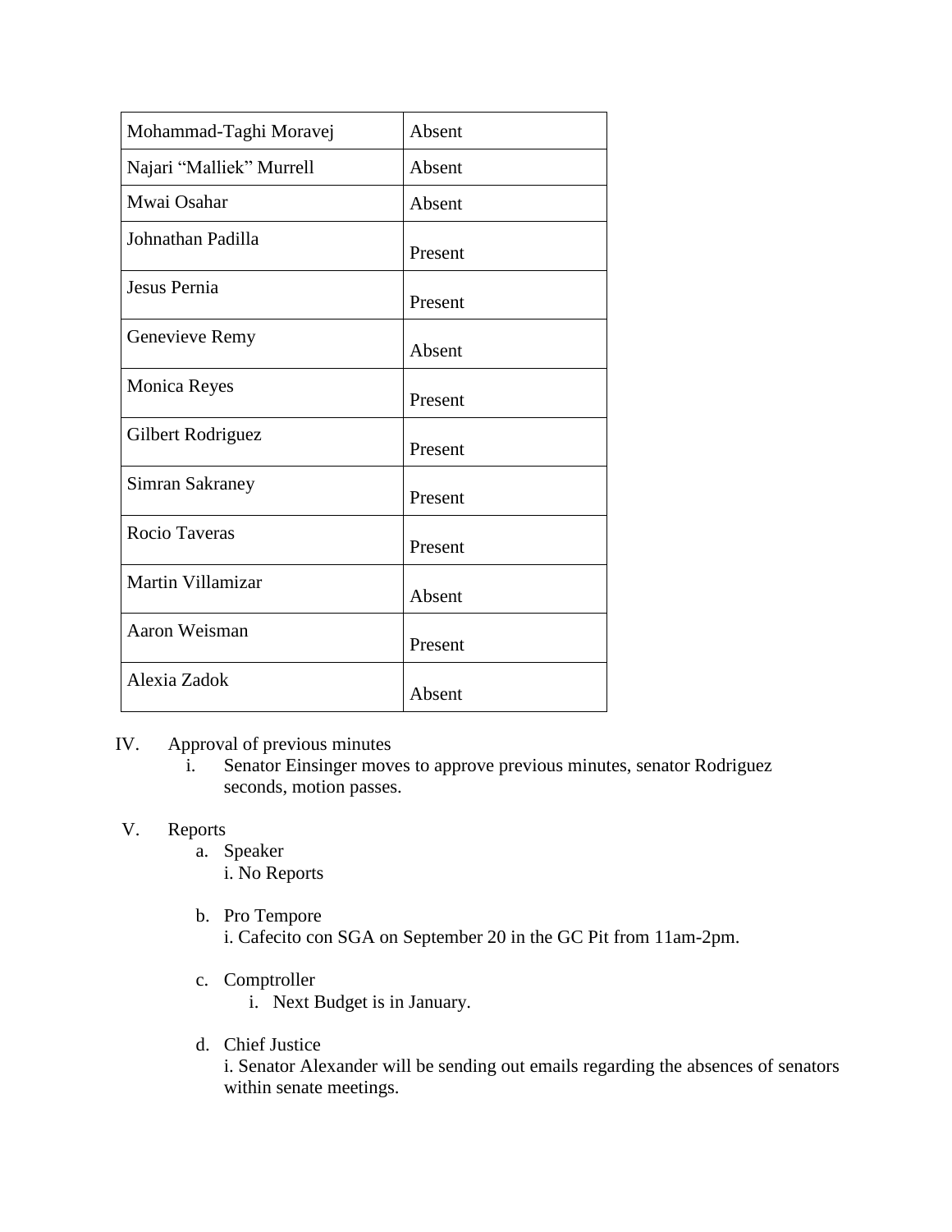| | |
|---|---|
| Mohammad-Taghi Moravej | Absent |
| Najari “Malliek” Murrell | Absent |
| Mwai Osahar | Absent |
| Johnathan Padilla | Present |
| Jesus Pernia | Present |
| Genevieve Remy | Absent |
| Monica Reyes | Present |
| Gilbert Rodriguez | Present |
| Simran Sakraney | Present |
| Rocio Taveras | Present |
| Martin Villamizar | Absent |
| Aaron Weisman | Present |
| Alexia Zadok | Absent |

IV. Approval of previous minutes
   i. Senator Einsinger moves to approve previous minutes, senator Rodriguez seconds, motion passes.

V. Reports
   a. Speaker
      i. No Reports

   b. Pro Tempore
      i. Cafecito con SGA on September 20 in the GC Pit from 11am-2pm.

   c. Comptroller
      i. Next Budget is in January.

   d. Chief Justice
      i. Senator Alexander will be sending out emails regarding the absences of senators within senate meetings.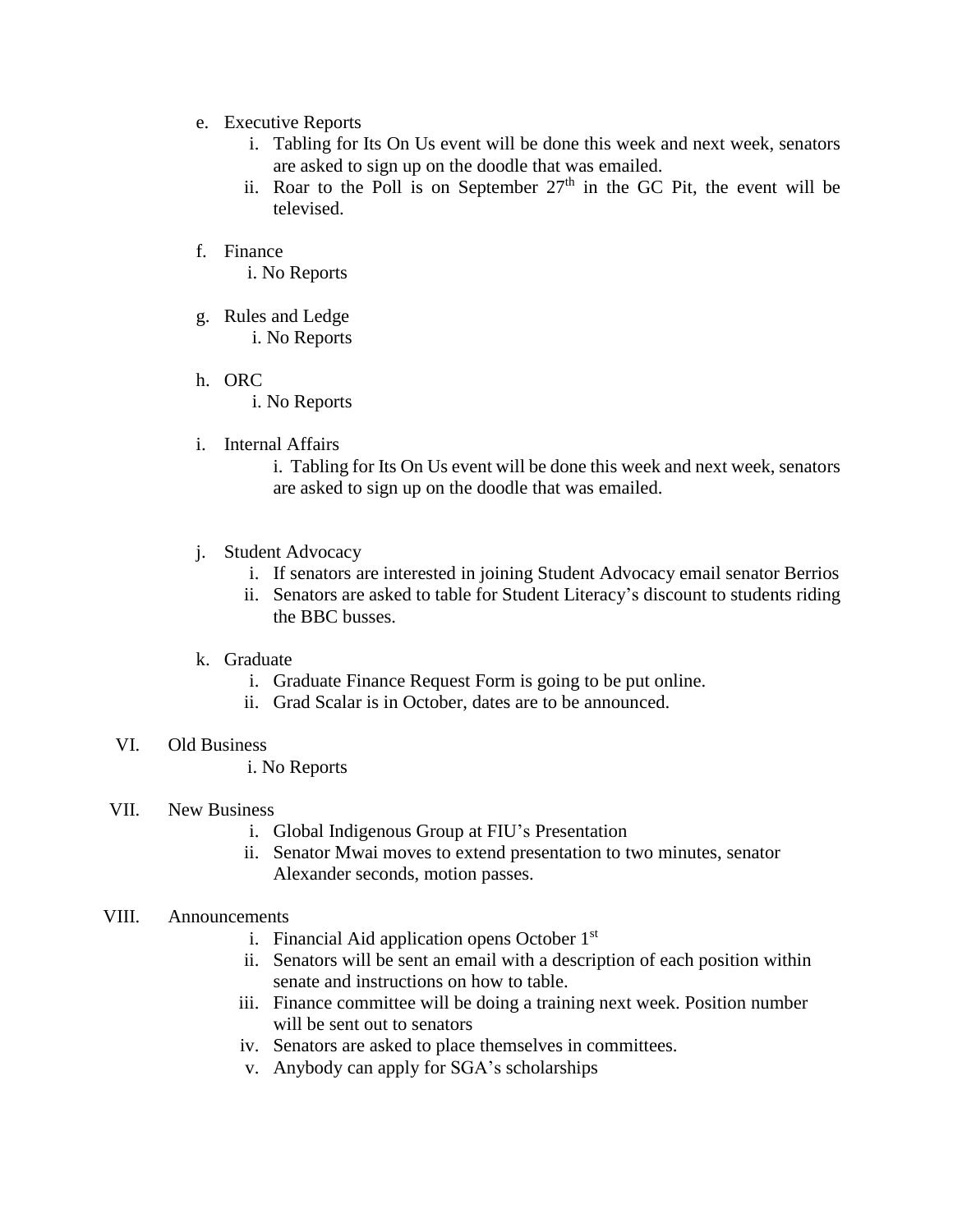e. Executive Reports
   i. Tabling for Its On Us event will be done this week and next week, senators are asked to sign up on the doodle that was emailed.
   ii. Roar to the Poll is on September 27th in the GC Pit, the event will be televised.

f. Finance
   i. No Reports

g. Rules and Ledge
   i. No Reports

h. ORC
   i. No Reports

i. Internal Affairs
   i. Tabling for Its On Us event will be done this week and next week, senators are asked to sign up on the doodle that was emailed.

j. Student Advocacy
   i. If senators are interested in joining Student Advocacy email senator Berrios
   ii. Senators are asked to table for Student Literacy's discount to students riding the BBC busses.

k. Graduate
   i. Graduate Finance Request Form is going to be put online.
   ii. Grad Scalar is in October, dates are to be announced.

VI. Old Business
   i. No Reports

VII. New Business
   i. Global Indigenous Group at FIU's Presentation
   ii. Senator Mwai moves to extend presentation to two minutes, senator Alexander seconds, motion passes.

VIII. Announcements
   i. Financial Aid application opens October 1st
   ii. Senators will be sent an email with a description of each position within senate and instructions on how to table.
   iii. Finance committee will be doing a training next week. Position number will be sent out to senators
   iv. Senators are asked to place themselves in committees.
   v. Anybody can apply for SGA's scholarships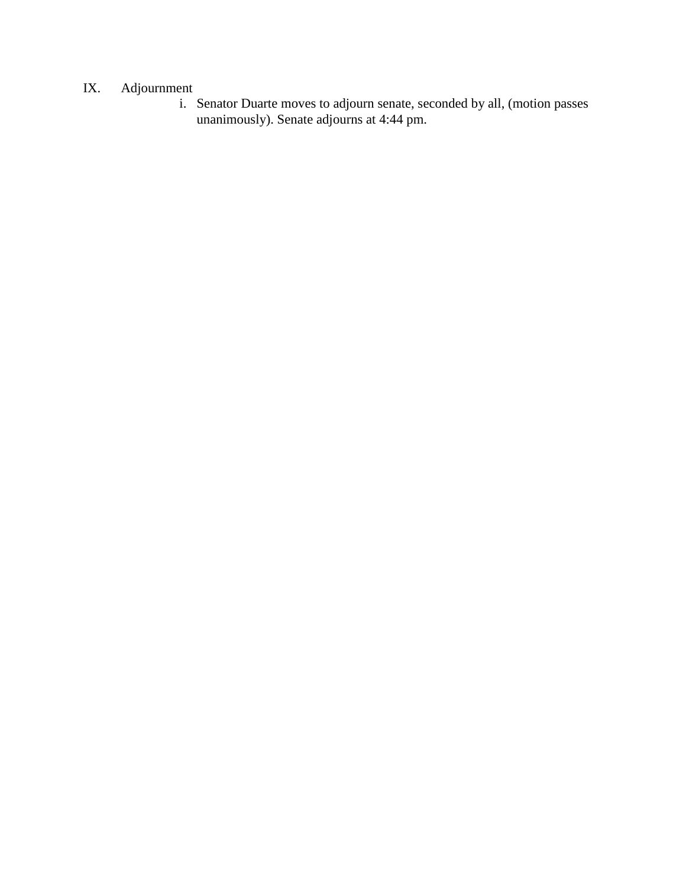IX. Adjournment

i. Senator Duarte moves to adjourn senate, seconded by all, (motion passes unanimously). Senate adjourns at 4:44 pm.